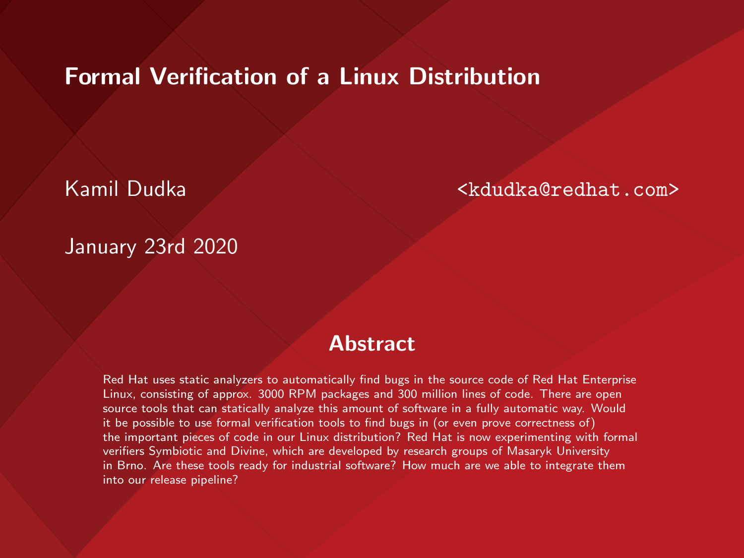# Formal Verification of a Linux Distribution

Kamil Dudka <kdudka@redhat.com>

January 23rd 2020

## Abstract

Red Hat uses static analyzers to automatically find bugs in the source code of Red Hat Enterprise Linux, consisting of approx. 3000 RPM packages and 300 million lines of code. There are open source tools that can statically analyze this amount of software in a fully automatic way. Would it be possible to use formal verification tools to find bugs in (or even prove correctness of) the important pieces of code in our Linux distribution? Red Hat is now experimenting with formal verifiers Symbiotic and Divine, which are developed by research groups of Masaryk University in Brno. Are these tools ready for industrial software? How much are we able to integrate them into our release pipeline?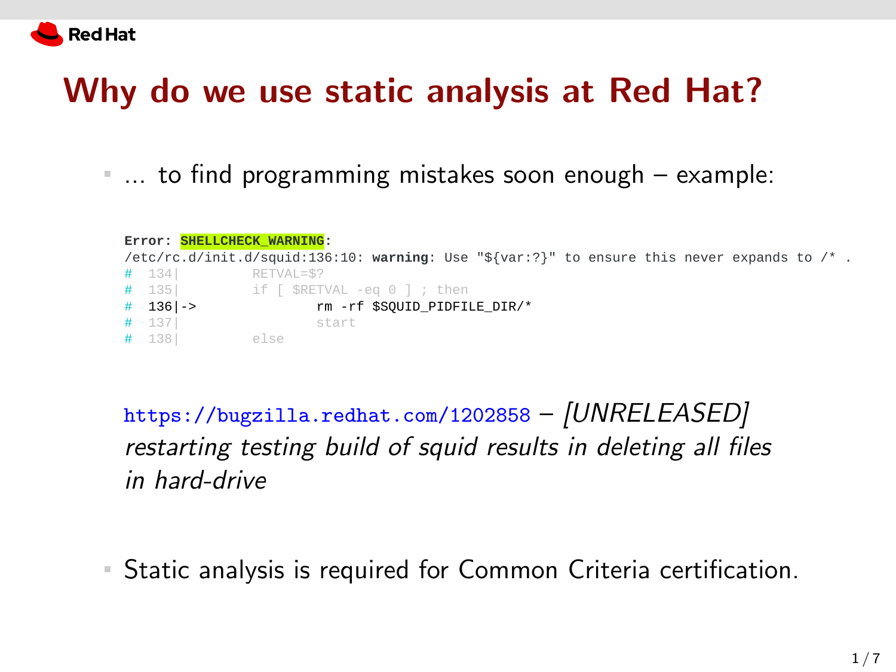# Why do we use static analysis at Red Hat?

- … to find programming mistakes soon enough – example:

```
Error: SHELLCHECK_WARNING:
/etc/rc.d/init.d/squid:136:10: warning: Use "${var:?}" to ensure this never expands to /* .
#  134|         RETVAL=$?
#  135|         if [ $RETVAL -eq 0 ] ; then
#  136|->               rm -rf $SQUID_PIDFILE_DIR/*
#  137|                 start
#  138|         else
```

https://bugzilla.redhat.com/1202858 – *[UNRELEASED] restarting testing build of squid results in deleting all files in hard-drive*

- Static analysis is required for Common Criteria certification.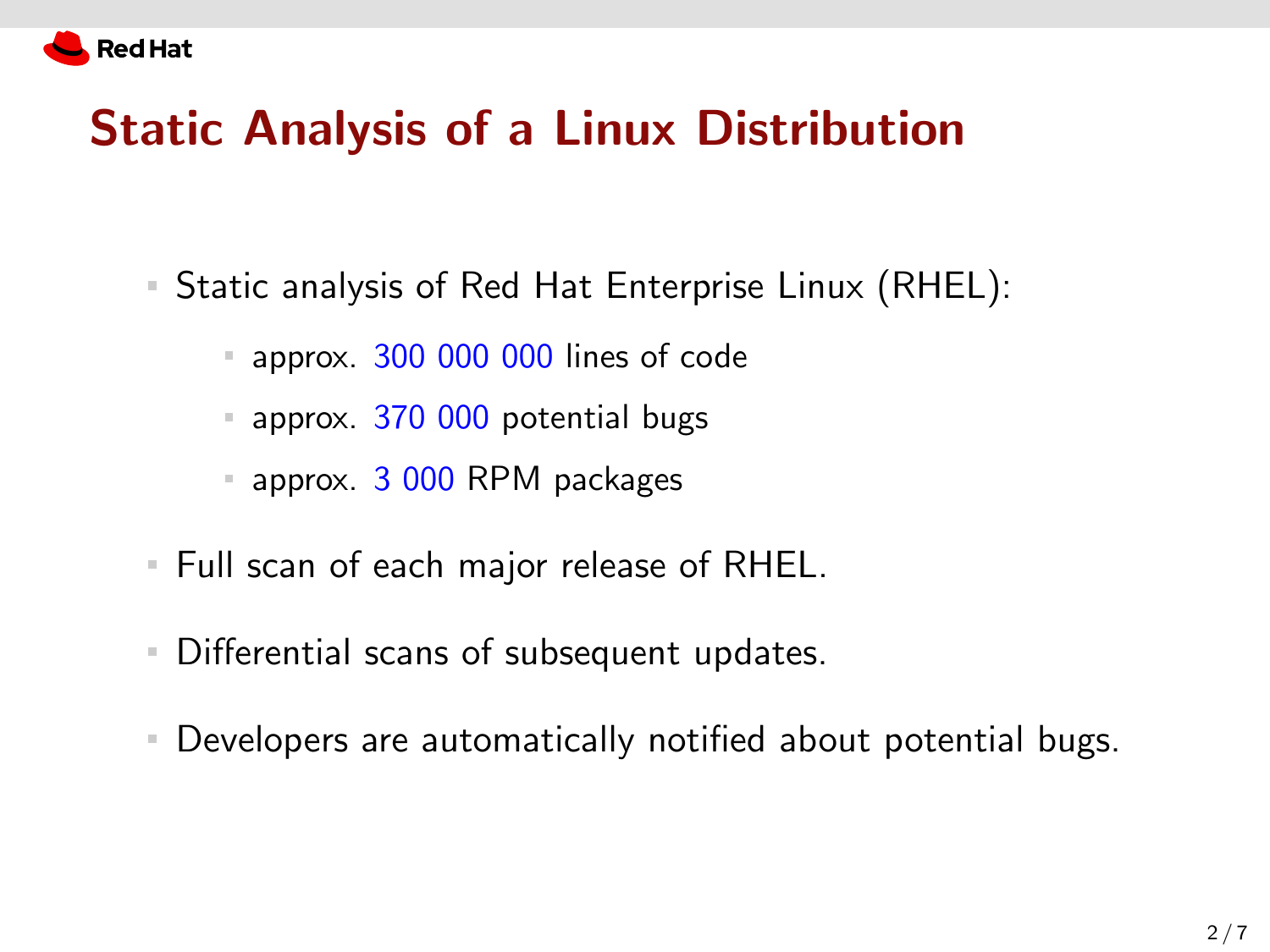# Static Analysis of a Linux Distribution

- Static analysis of Red Hat Enterprise Linux (RHEL):
  - approx. 300 000 000 lines of code
  - approx. 370 000 potential bugs
  - approx. 3 000 RPM packages
- Full scan of each major release of RHEL.
- Differential scans of subsequent updates.
- Developers are automatically notified about potential bugs.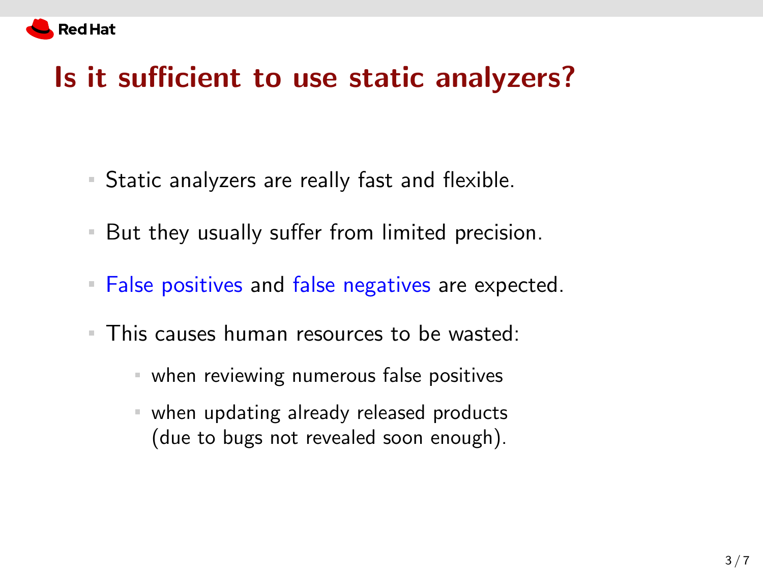# Is it sufficient to use static analyzers?

- Static analyzers are really fast and flexible.
- But they usually suffer from limited precision.
- False positives and false negatives are expected.
- This causes human resources to be wasted:
  - when reviewing numerous false positives
  - when updating already released products (due to bugs not revealed soon enough).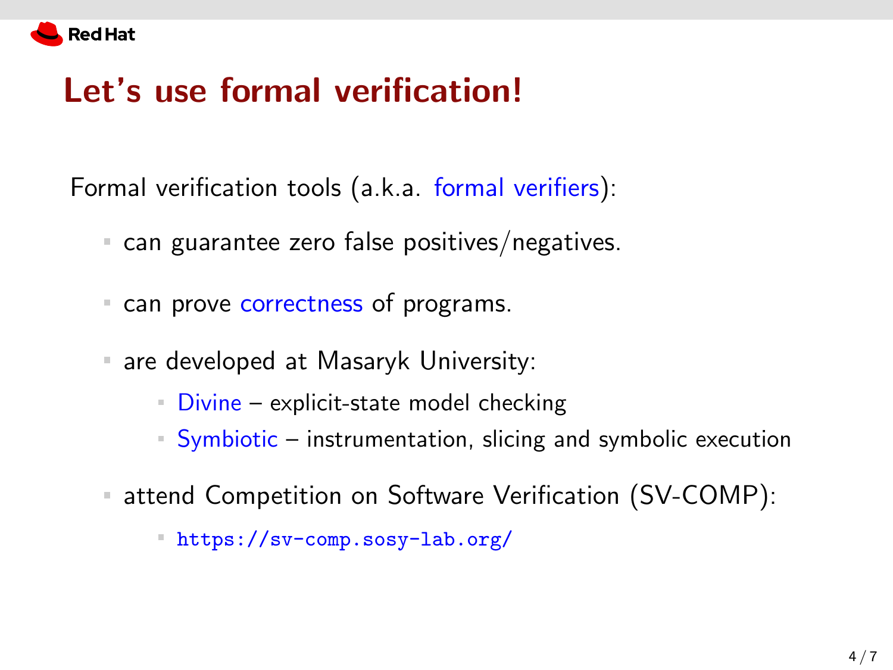# Let's use formal verification!

Formal verification tools (a.k.a. formal verifiers):

- can guarantee zero false positives/negatives.
- can prove correctness of programs.
- are developed at Masaryk University:
  - Divine – explicit-state model checking
  - Symbiotic – instrumentation, slicing and symbolic execution
- attend Competition on Software Verification (SV-COMP):
  - `https://sv-comp.sosy-lab.org/`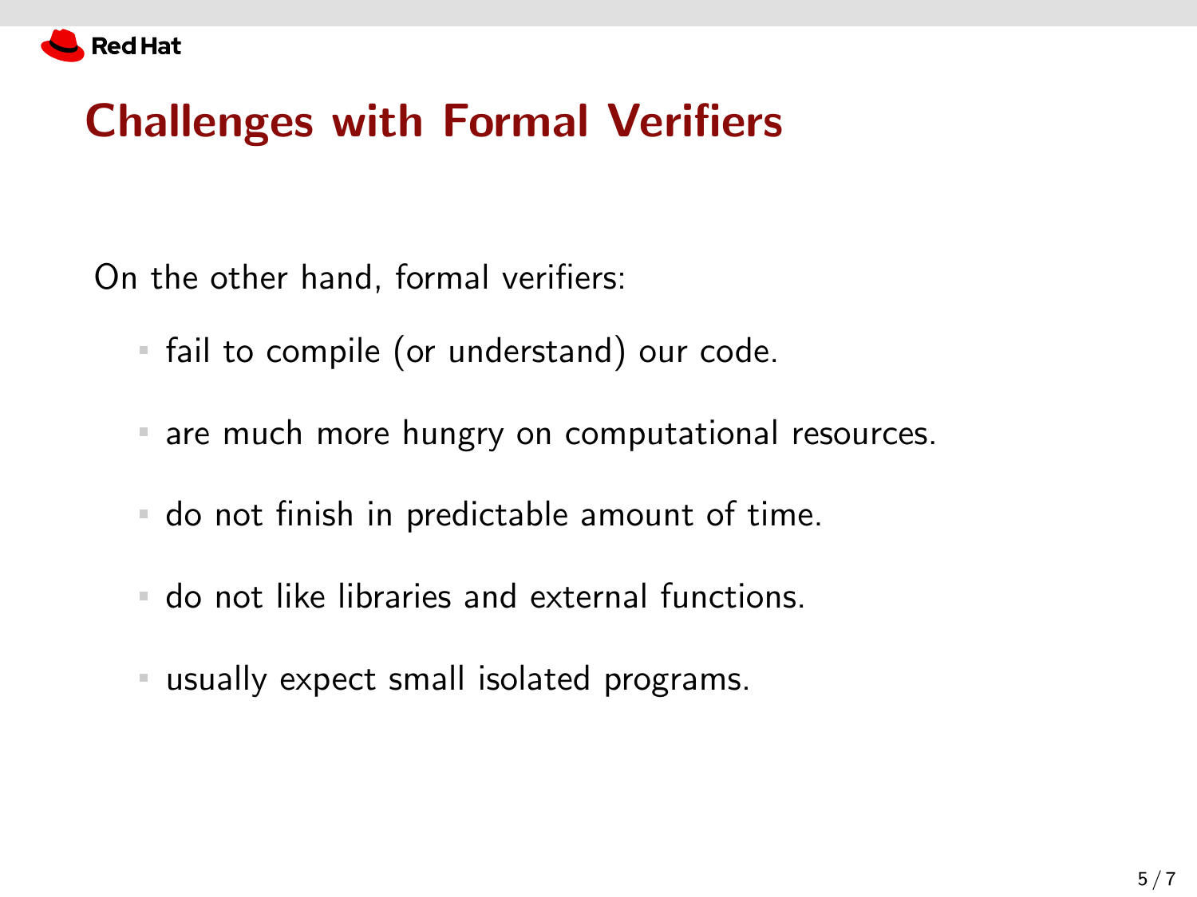# Challenges with Formal Verifiers

On the other hand, formal verifiers:

- fail to compile (or understand) our code.
- are much more hungry on computational resources.
- do not finish in predictable amount of time.
- do not like libraries and external functions.
- usually expect small isolated programs.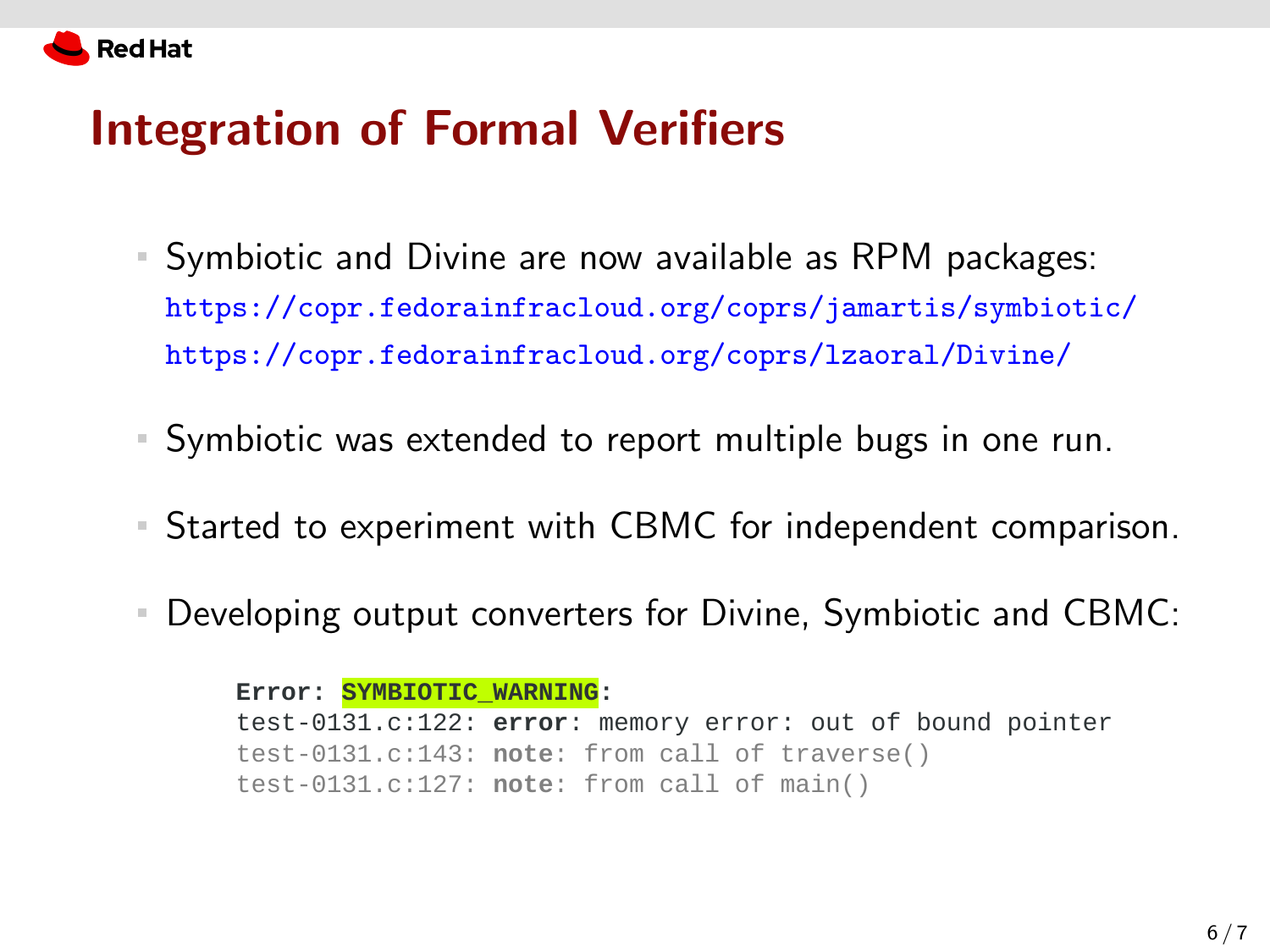# Integration of Formal Verifiers

- Symbiotic and Divine are now available as RPM packages:
  https://copr.fedorainfracloud.org/coprs/jamartis/symbiotic/
  https://copr.fedorainfracloud.org/coprs/lzaoral/Divine/
- Symbiotic was extended to report multiple bugs in one run.
- Started to experiment with CBMC for independent comparison.
- Developing output converters for Divine, Symbiotic and CBMC:

```
Error: SYMBIOTIC_WARNING:
test-0131.c:122: error: memory error: out of bound pointer
test-0131.c:143: note: from call of traverse()
test-0131.c:127: note: from call of main()
```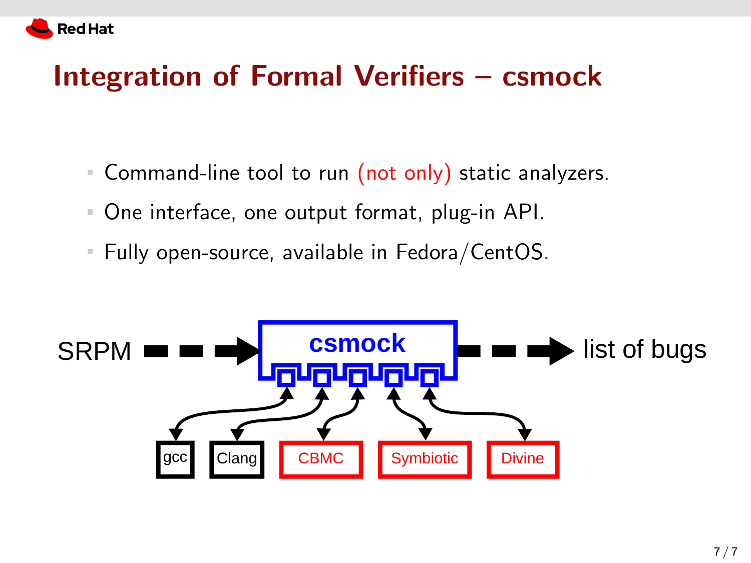# Integration of Formal Verifiers – csmock

- Command-line tool to run (not only) static analyzers.
- One interface, one output format, plug-in API.
- Fully open-source, available in Fedora/CentOS.

SRPM

csmock

list of bugs

gcc

Clang

CBMC

Symbiotic

Divine